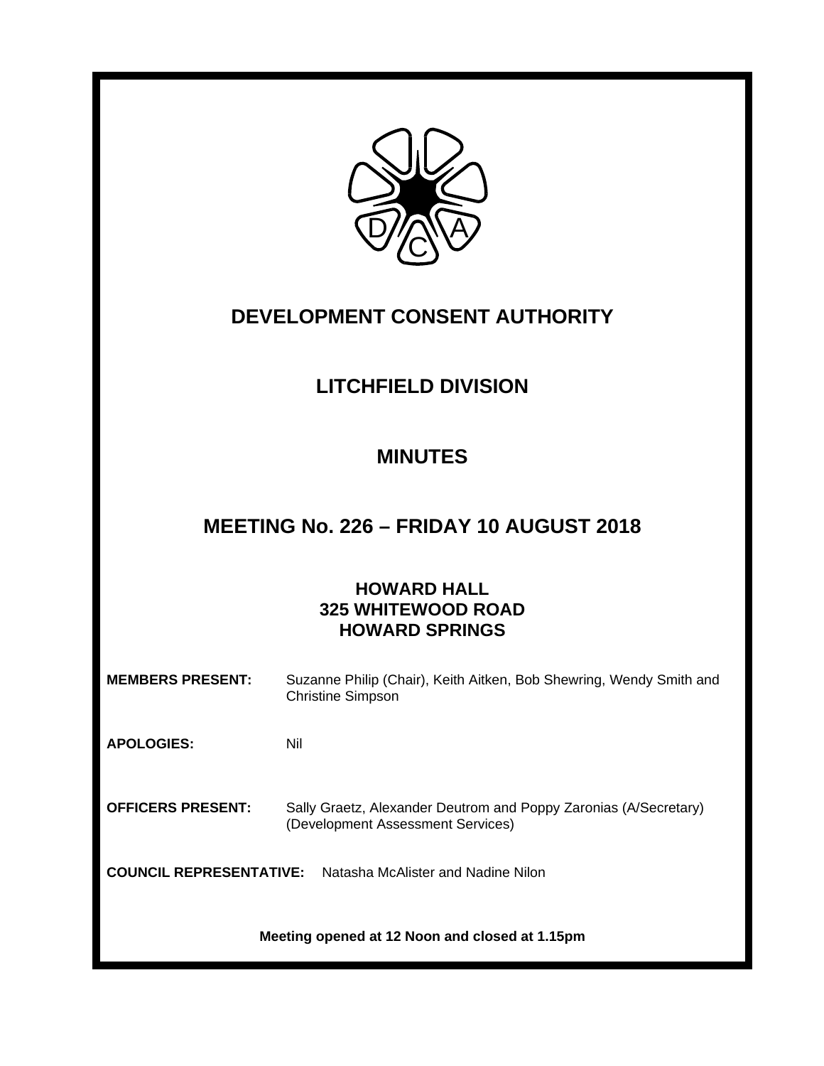# DEVELOPMENT CONSENT AUTHORITY

## LITCHFIELD DIVISION

## MINUTES

## MEETING No. 226 – FRIDAY 10 AUGUST 2018

### HOWARD HALL
### 325 WHITEWOOD ROAD
### HOWARD SPRINGS

**MEMBERS PRESENT:** Suzanne Philip (Chair), Keith Aitken, Bob Shewring, Wendy Smith and Christine Simpson

**APOLOGIES:** Nil

**OFFICERS PRESENT:** Sally Graetz, Alexander Deutrom and Poppy Zaronias (A/Secretary) (Development Assessment Services)

**COUNCIL REPRESENTATIVE:** Natasha McAlister and Nadine Nilon

**Meeting opened at 12 Noon and closed at 1.15pm**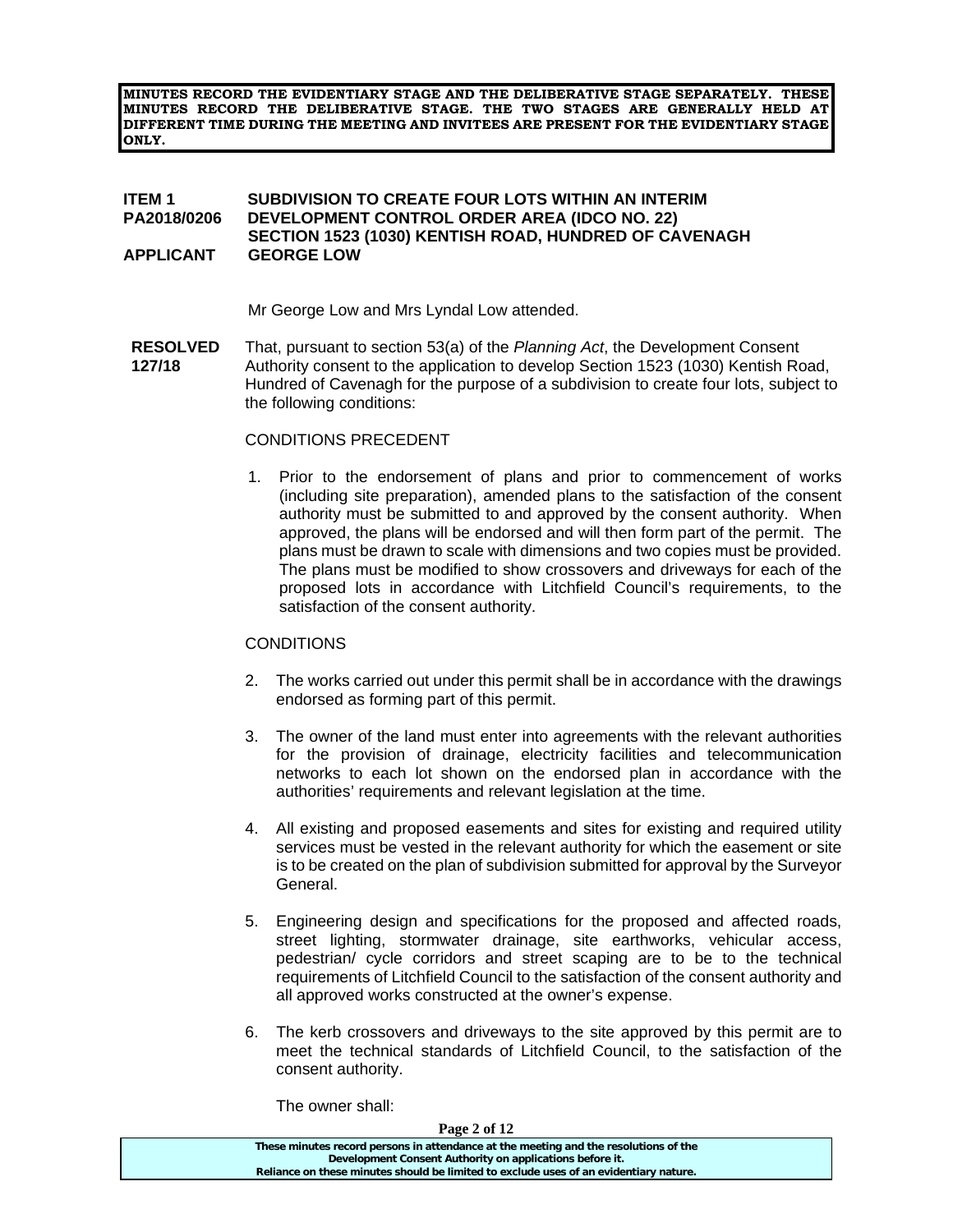**MINUTES RECORD THE EVIDENTIARY STAGE AND THE DELIBERATIVE STAGE SEPARATELY. THESE MINUTES RECORD THE DELIBERATIVE STAGE. THE TWO STAGES ARE GENERALLY HELD AT DIFFERENT TIME DURING THE MEETING AND INVITEES ARE PRESENT FOR THE EVIDENTIARY STAGE ONLY.**

**ITEM 1** **SUBDIVISION TO CREATE FOUR LOTS WITHIN AN INTERIM**
**PA2018/0206** **DEVELOPMENT CONTROL ORDER AREA (IDCO NO. 22)**
**SECTION 1523 (1030) KENTISH ROAD, HUNDRED OF CAVENAGH**
**APPLICANT** **GEORGE LOW**

Mr George Low and Mrs Lyndal Low attended.

**RESOLVED 127/18** That, pursuant to section 53(a) of the *Planning Act*, the Development Consent Authority consent to the application to develop Section 1523 (1030) Kentish Road, Hundred of Cavenagh for the purpose of a subdivision to create four lots, subject to the following conditions:

CONDITIONS PRECEDENT

1. Prior to the endorsement of plans and prior to commencement of works (including site preparation), amended plans to the satisfaction of the consent authority must be submitted to and approved by the consent authority. When approved, the plans will be endorsed and will then form part of the permit. The plans must be drawn to scale with dimensions and two copies must be provided. The plans must be modified to show crossovers and driveways for each of the proposed lots in accordance with Litchfield Council's requirements, to the satisfaction of the consent authority.

CONDITIONS

2. The works carried out under this permit shall be in accordance with the drawings endorsed as forming part of this permit.

3. The owner of the land must enter into agreements with the relevant authorities for the provision of drainage, electricity facilities and telecommunication networks to each lot shown on the endorsed plan in accordance with the authorities' requirements and relevant legislation at the time.

4. All existing and proposed easements and sites for existing and required utility services must be vested in the relevant authority for which the easement or site is to be created on the plan of subdivision submitted for approval by the Surveyor General.

5. Engineering design and specifications for the proposed and affected roads, street lighting, stormwater drainage, site earthworks, vehicular access, pedestrian/ cycle corridors and street scaping are to be to the technical requirements of Litchfield Council to the satisfaction of the consent authority and all approved works constructed at the owner's expense.

6. The kerb crossovers and driveways to the site approved by this permit are to meet the technical standards of Litchfield Council, to the satisfaction of the consent authority.

   The owner shall:

These minutes record persons in attendance at the meeting and the resolutions of the Development Consent Authority on applications before it.
Reliance on these minutes should be limited to exclude uses of an evidentiary nature.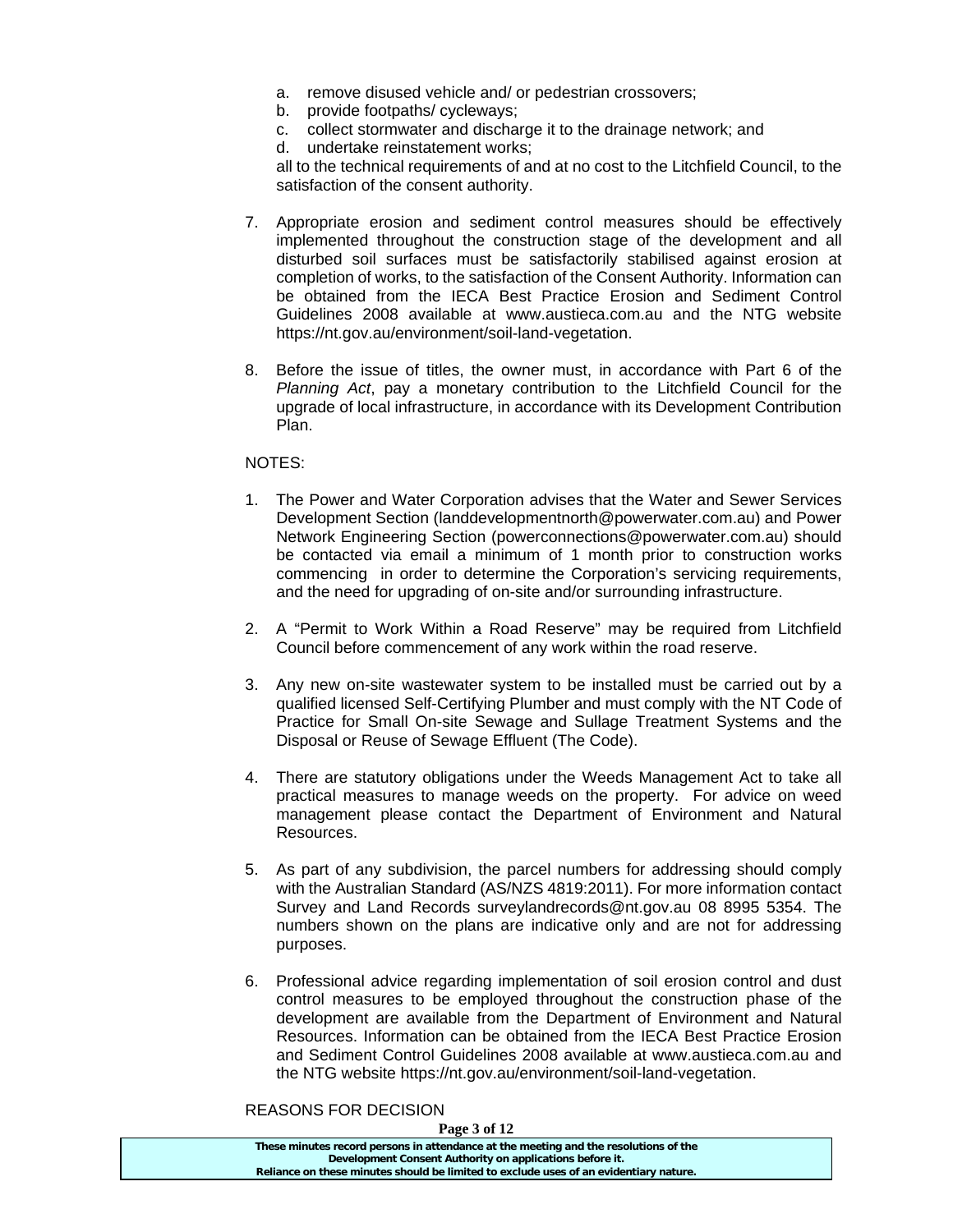a. remove disused vehicle and/ or pedestrian crossovers;
b. provide footpaths/ cycleways;
c. collect stormwater and discharge it to the drainage network; and
d. undertake reinstatement works;

all to the technical requirements of and at no cost to the Litchfield Council, to the satisfaction of the consent authority.

7. Appropriate erosion and sediment control measures should be effectively implemented throughout the construction stage of the development and all disturbed soil surfaces must be satisfactorily stabilised against erosion at completion of works, to the satisfaction of the Consent Authority. Information can be obtained from the IECA Best Practice Erosion and Sediment Control Guidelines 2008 available at www.austieca.com.au and the NTG website https://nt.gov.au/environment/soil-land-vegetation.

8. Before the issue of titles, the owner must, in accordance with Part 6 of the *Planning Act*, pay a monetary contribution to the Litchfield Council for the upgrade of local infrastructure, in accordance with its Development Contribution Plan.

NOTES:

1. The Power and Water Corporation advises that the Water and Sewer Services Development Section (landdevelopmentnorth@powerwater.com.au) and Power Network Engineering Section (powerconnections@powerwater.com.au) should be contacted via email a minimum of 1 month prior to construction works commencing in order to determine the Corporation's servicing requirements, and the need for upgrading of on-site and/or surrounding infrastructure.

2. A "Permit to Work Within a Road Reserve" may be required from Litchfield Council before commencement of any work within the road reserve.

3. Any new on-site wastewater system to be installed must be carried out by a qualified licensed Self-Certifying Plumber and must comply with the NT Code of Practice for Small On-site Sewage and Sullage Treatment Systems and the Disposal or Reuse of Sewage Effluent (The Code).

4. There are statutory obligations under the Weeds Management Act to take all practical measures to manage weeds on the property. For advice on weed management please contact the Department of Environment and Natural Resources.

5. As part of any subdivision, the parcel numbers for addressing should comply with the Australian Standard (AS/NZS 4819:2011). For more information contact Survey and Land Records surveylandrecords@nt.gov.au 08 8995 5354. The numbers shown on the plans are indicative only and are not for addressing purposes.

6. Professional advice regarding implementation of soil erosion control and dust control measures to be employed throughout the construction phase of the development are available from the Department of Environment and Natural Resources. Information can be obtained from the IECA Best Practice Erosion and Sediment Control Guidelines 2008 available at www.austieca.com.au and the NTG website https://nt.gov.au/environment/soil-land-vegetation.

REASONS FOR DECISION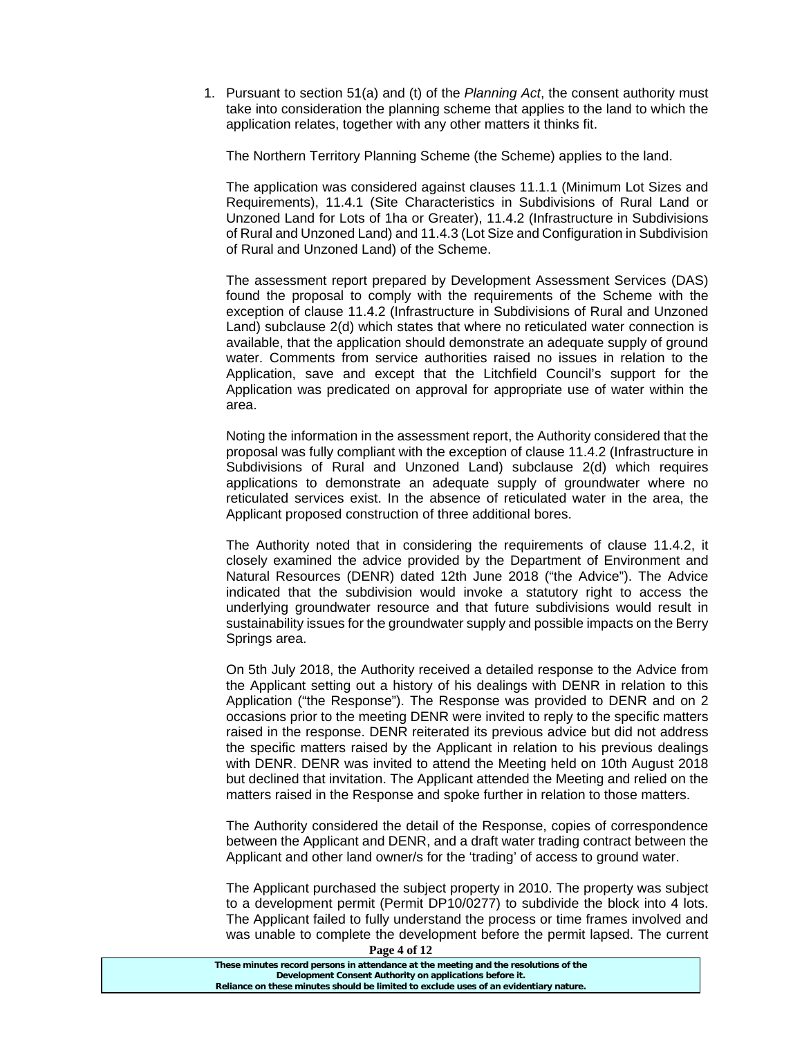1. Pursuant to section 51(a) and (t) of the *Planning Act*, the consent authority must take into consideration the planning scheme that applies to the land to which the application relates, together with any other matters it thinks fit.

   The Northern Territory Planning Scheme (the Scheme) applies to the land.

   The application was considered against clauses 11.1.1 (Minimum Lot Sizes and Requirements), 11.4.1 (Site Characteristics in Subdivisions of Rural Land or Unzoned Land for Lots of 1ha or Greater), 11.4.2 (Infrastructure in Subdivisions of Rural and Unzoned Land) and 11.4.3 (Lot Size and Configuration in Subdivision of Rural and Unzoned Land) of the Scheme.

   The assessment report prepared by Development Assessment Services (DAS) found the proposal to comply with the requirements of the Scheme with the exception of clause 11.4.2 (Infrastructure in Subdivisions of Rural and Unzoned Land) subclause 2(d) which states that where no reticulated water connection is available, that the application should demonstrate an adequate supply of ground water. Comments from service authorities raised no issues in relation to the Application, save and except that the Litchfield Council's support for the Application was predicated on approval for appropriate use of water within the area.

   Noting the information in the assessment report, the Authority considered that the proposal was fully compliant with the exception of clause 11.4.2 (Infrastructure in Subdivisions of Rural and Unzoned Land) subclause 2(d) which requires applications to demonstrate an adequate supply of groundwater where no reticulated services exist. In the absence of reticulated water in the area, the Applicant proposed construction of three additional bores.

   The Authority noted that in considering the requirements of clause 11.4.2, it closely examined the advice provided by the Department of Environment and Natural Resources (DENR) dated 12th June 2018 ("the Advice"). The Advice indicated that the subdivision would invoke a statutory right to access the underlying groundwater resource and that future subdivisions would result in sustainability issues for the groundwater supply and possible impacts on the Berry Springs area.

   On 5th July 2018, the Authority received a detailed response to the Advice from the Applicant setting out a history of his dealings with DENR in relation to this Application ("the Response"). The Response was provided to DENR and on 2 occasions prior to the meeting DENR were invited to reply to the specific matters raised in the response. DENR reiterated its previous advice but did not address the specific matters raised by the Applicant in relation to his previous dealings with DENR. DENR was invited to attend the Meeting held on 10th August 2018 but declined that invitation. The Applicant attended the Meeting and relied on the matters raised in the Response and spoke further in relation to those matters.

   The Authority considered the detail of the Response, copies of correspondence between the Applicant and DENR, and a draft water trading contract between the Applicant and other land owner/s for the 'trading' of access to ground water.

   The Applicant purchased the subject property in 2010. The property was subject to a development permit (Permit DP10/0277) to subdivide the block into 4 lots. The Applicant failed to fully understand the process or time frames involved and was unable to complete the development before the permit lapsed. The current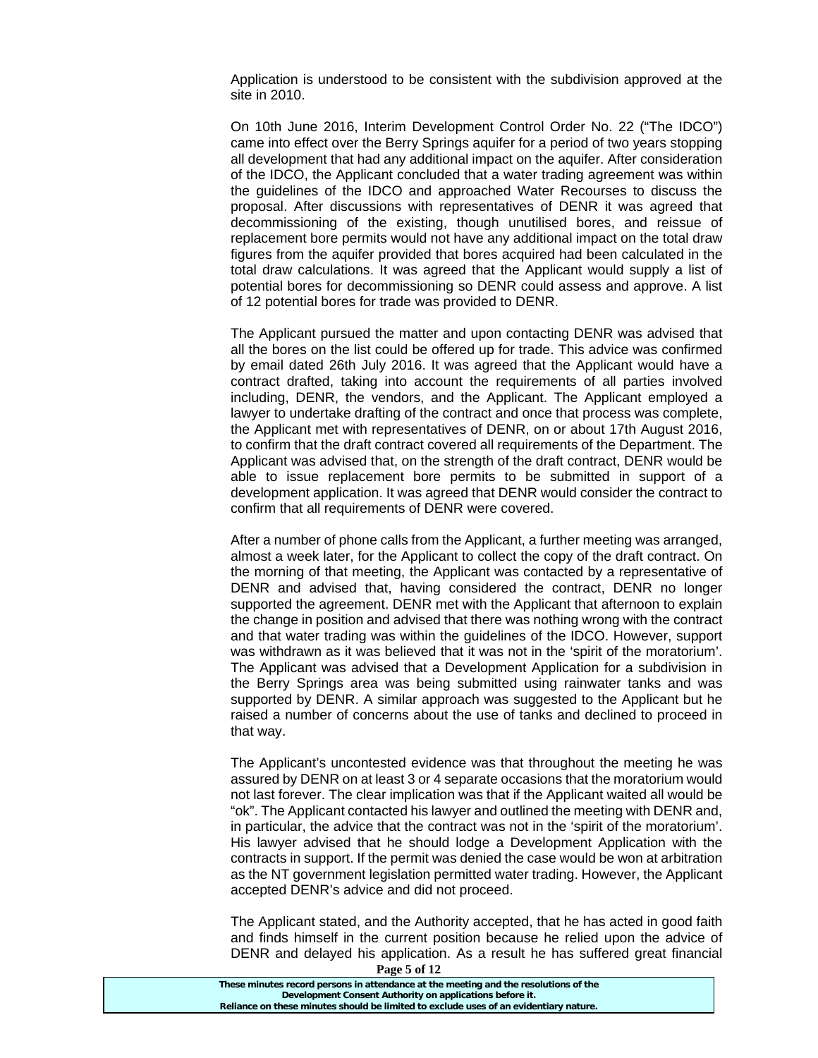Application is understood to be consistent with the subdivision approved at the site in 2010.

On 10th June 2016, Interim Development Control Order No. 22 ("The IDCO") came into effect over the Berry Springs aquifer for a period of two years stopping all development that had any additional impact on the aquifer. After consideration of the IDCO, the Applicant concluded that a water trading agreement was within the guidelines of the IDCO and approached Water Recourses to discuss the proposal. After discussions with representatives of DENR it was agreed that decommissioning of the existing, though unutilised bores, and reissue of replacement bore permits would not have any additional impact on the total draw figures from the aquifer provided that bores acquired had been calculated in the total draw calculations. It was agreed that the Applicant would supply a list of potential bores for decommissioning so DENR could assess and approve. A list of 12 potential bores for trade was provided to DENR.

The Applicant pursued the matter and upon contacting DENR was advised that all the bores on the list could be offered up for trade. This advice was confirmed by email dated 26th July 2016. It was agreed that the Applicant would have a contract drafted, taking into account the requirements of all parties involved including, DENR, the vendors, and the Applicant. The Applicant employed a lawyer to undertake drafting of the contract and once that process was complete, the Applicant met with representatives of DENR, on or about 17th August 2016, to confirm that the draft contract covered all requirements of the Department. The Applicant was advised that, on the strength of the draft contract, DENR would be able to issue replacement bore permits to be submitted in support of a development application. It was agreed that DENR would consider the contract to confirm that all requirements of DENR were covered.

After a number of phone calls from the Applicant, a further meeting was arranged, almost a week later, for the Applicant to collect the copy of the draft contract. On the morning of that meeting, the Applicant was contacted by a representative of DENR and advised that, having considered the contract, DENR no longer supported the agreement. DENR met with the Applicant that afternoon to explain the change in position and advised that there was nothing wrong with the contract and that water trading was within the guidelines of the IDCO. However, support was withdrawn as it was believed that it was not in the 'spirit of the moratorium'. The Applicant was advised that a Development Application for a subdivision in the Berry Springs area was being submitted using rainwater tanks and was supported by DENR. A similar approach was suggested to the Applicant but he raised a number of concerns about the use of tanks and declined to proceed in that way.

The Applicant's uncontested evidence was that throughout the meeting he was assured by DENR on at least 3 or 4 separate occasions that the moratorium would not last forever. The clear implication was that if the Applicant waited all would be "ok". The Applicant contacted his lawyer and outlined the meeting with DENR and, in particular, the advice that the contract was not in the 'spirit of the moratorium'. His lawyer advised that he should lodge a Development Application with the contracts in support. If the permit was denied the case would be won at arbitration as the NT government legislation permitted water trading. However, the Applicant accepted DENR's advice and did not proceed.

The Applicant stated, and the Authority accepted, that he has acted in good faith and finds himself in the current position because he relied upon the advice of DENR and delayed his application. As a result he has suffered great financial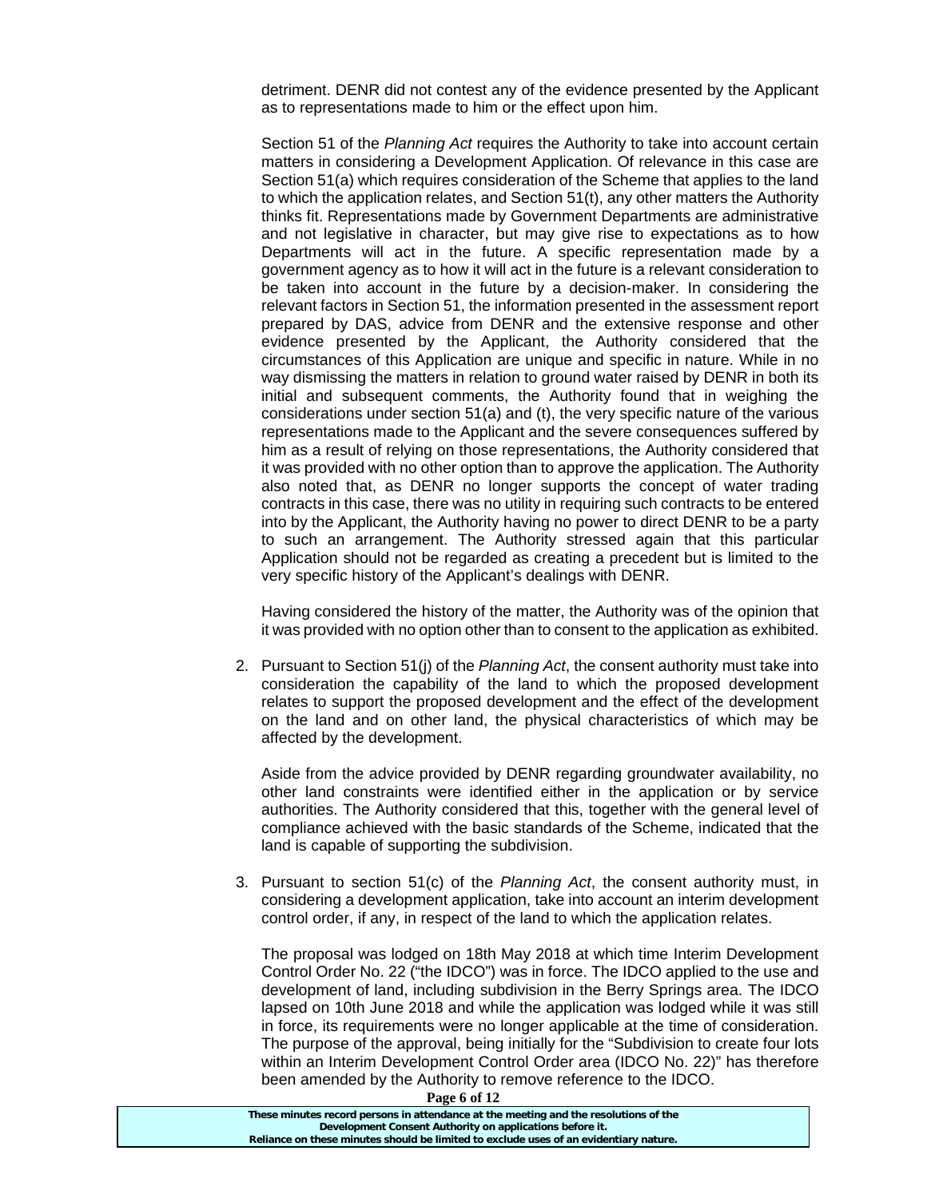detriment. DENR did not contest any of the evidence presented by the Applicant as to representations made to him or the effect upon him.

Section 51 of the *Planning Act* requires the Authority to take into account certain matters in considering a Development Application. Of relevance in this case are Section 51(a) which requires consideration of the Scheme that applies to the land to which the application relates, and Section 51(t), any other matters the Authority thinks fit. Representations made by Government Departments are administrative and not legislative in character, but may give rise to expectations as to how Departments will act in the future. A specific representation made by a government agency as to how it will act in the future is a relevant consideration to be taken into account in the future by a decision-maker. In considering the relevant factors in Section 51, the information presented in the assessment report prepared by DAS, advice from DENR and the extensive response and other evidence presented by the Applicant, the Authority considered that the circumstances of this Application are unique and specific in nature. While in no way dismissing the matters in relation to ground water raised by DENR in both its initial and subsequent comments, the Authority found that in weighing the considerations under section 51(a) and (t), the very specific nature of the various representations made to the Applicant and the severe consequences suffered by him as a result of relying on those representations, the Authority considered that it was provided with no other option than to approve the application. The Authority also noted that, as DENR no longer supports the concept of water trading contracts in this case, there was no utility in requiring such contracts to be entered into by the Applicant, the Authority having no power to direct DENR to be a party to such an arrangement. The Authority stressed again that this particular Application should not be regarded as creating a precedent but is limited to the very specific history of the Applicant's dealings with DENR.

Having considered the history of the matter, the Authority was of the opinion that it was provided with no option other than to consent to the application as exhibited.

2. Pursuant to Section 51(j) of the *Planning Act*, the consent authority must take into consideration the capability of the land to which the proposed development relates to support the proposed development and the effect of the development on the land and on other land, the physical characteristics of which may be affected by the development.

   Aside from the advice provided by DENR regarding groundwater availability, no other land constraints were identified either in the application or by service authorities. The Authority considered that this, together with the general level of compliance achieved with the basic standards of the Scheme, indicated that the land is capable of supporting the subdivision.

3. Pursuant to section 51(c) of the *Planning Act*, the consent authority must, in considering a development application, take into account an interim development control order, if any, in respect of the land to which the application relates.

   The proposal was lodged on 18th May 2018 at which time Interim Development Control Order No. 22 ("the IDCO") was in force. The IDCO applied to the use and development of land, including subdivision in the Berry Springs area. The IDCO lapsed on 10th June 2018 and while the application was lodged while it was still in force, its requirements were no longer applicable at the time of consideration. The purpose of the approval, being initially for the "Subdivision to create four lots within an Interim Development Control Order area (IDCO No. 22)" has therefore been amended by the Authority to remove reference to the IDCO.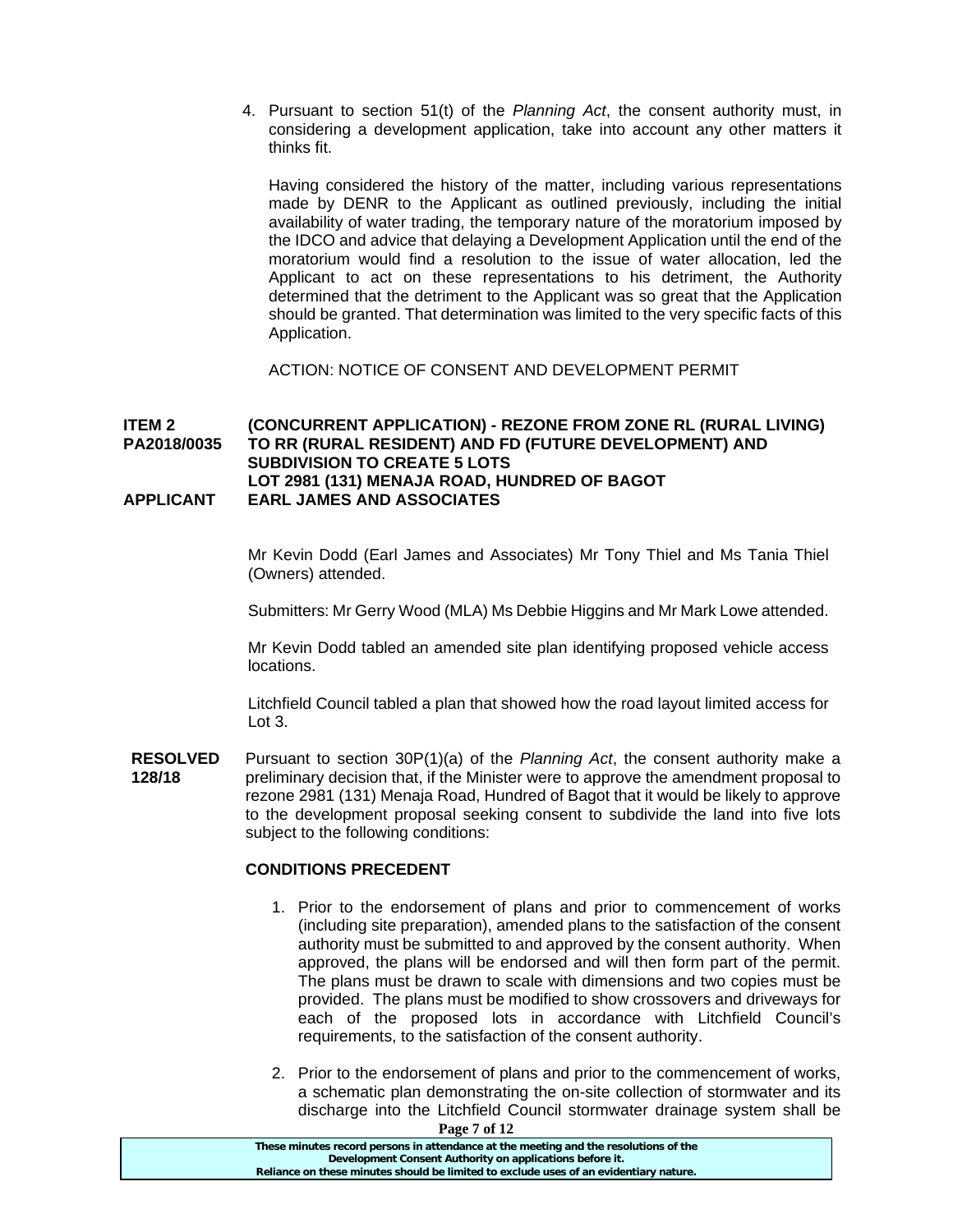4. Pursuant to section 51(t) of the *Planning Act*, the consent authority must, in considering a development application, take into account any other matters it thinks fit.

   Having considered the history of the matter, including various representations made by DENR to the Applicant as outlined previously, including the initial availability of water trading, the temporary nature of the moratorium imposed by the IDCO and advice that delaying a Development Application until the end of the moratorium would find a resolution to the issue of water allocation, led the Applicant to act on these representations to his detriment, the Authority determined that the detriment to the Applicant was so great that the Application should be granted. That determination was limited to the very specific facts of this Application.

   ACTION: NOTICE OF CONSENT AND DEVELOPMENT PERMIT

**ITEM 2 PA2018/0035** **(CONCURRENT APPLICATION) - REZONE FROM ZONE RL (RURAL LIVING) TO RR (RURAL RESIDENT) AND FD (FUTURE DEVELOPMENT) AND SUBDIVISION TO CREATE 5 LOTS**
**LOT 2981 (131) MENAJA ROAD, HUNDRED OF BAGOT**
**APPLICANT EARL JAMES AND ASSOCIATES**

Mr Kevin Dodd (Earl James and Associates) Mr Tony Thiel and Ms Tania Thiel (Owners) attended.

Submitters: Mr Gerry Wood (MLA) Ms Debbie Higgins and Mr Mark Lowe attended.

Mr Kevin Dodd tabled an amended site plan identifying proposed vehicle access locations.

Litchfield Council tabled a plan that showed how the road layout limited access for Lot 3.

**RESOLVED 128/18** Pursuant to section 30P(1)(a) of the *Planning Act*, the consent authority make a preliminary decision that, if the Minister were to approve the amendment proposal to rezone 2981 (131) Menaja Road, Hundred of Bagot that it would be likely to approve to the development proposal seeking consent to subdivide the land into five lots subject to the following conditions:

**CONDITIONS PRECEDENT**

1. Prior to the endorsement of plans and prior to commencement of works (including site preparation), amended plans to the satisfaction of the consent authority must be submitted to and approved by the consent authority. When approved, the plans will be endorsed and will then form part of the permit. The plans must be drawn to scale with dimensions and two copies must be provided. The plans must be modified to show crossovers and driveways for each of the proposed lots in accordance with Litchfield Council's requirements, to the satisfaction of the consent authority.

2. Prior to the endorsement of plans and prior to the commencement of works, a schematic plan demonstrating the on-site collection of stormwater and its discharge into the Litchfield Council stormwater drainage system shall be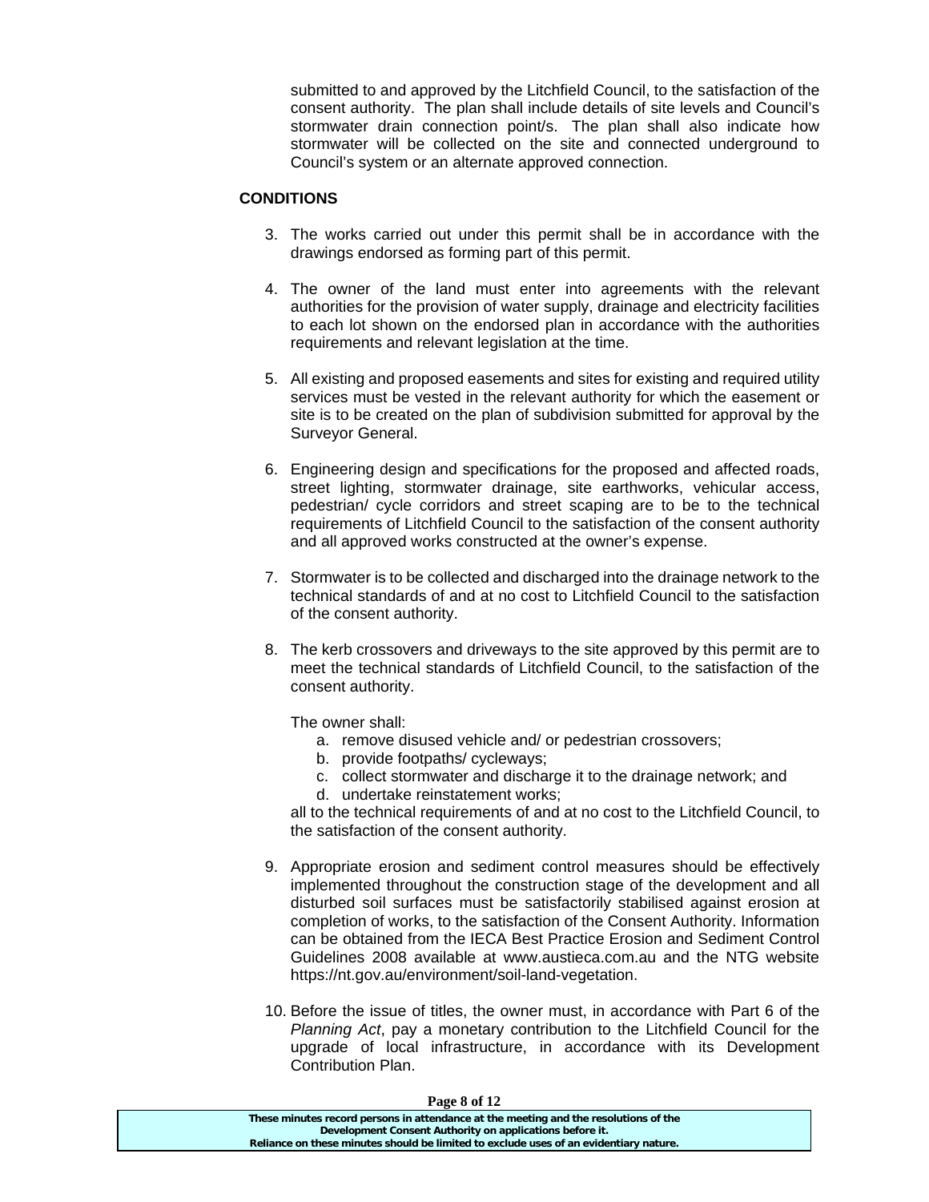submitted to and approved by the Litchfield Council, to the satisfaction of the consent authority. The plan shall include details of site levels and Council's stormwater drain connection point/s. The plan shall also indicate how stormwater will be collected on the site and connected underground to Council's system or an alternate approved connection.

**CONDITIONS**

3. The works carried out under this permit shall be in accordance with the drawings endorsed as forming part of this permit.

4. The owner of the land must enter into agreements with the relevant authorities for the provision of water supply, drainage and electricity facilities to each lot shown on the endorsed plan in accordance with the authorities requirements and relevant legislation at the time.

5. All existing and proposed easements and sites for existing and required utility services must be vested in the relevant authority for which the easement or site is to be created on the plan of subdivision submitted for approval by the Surveyor General.

6. Engineering design and specifications for the proposed and affected roads, street lighting, stormwater drainage, site earthworks, vehicular access, pedestrian/ cycle corridors and street scaping are to be to the technical requirements of Litchfield Council to the satisfaction of the consent authority and all approved works constructed at the owner's expense.

7. Stormwater is to be collected and discharged into the drainage network to the technical standards of and at no cost to Litchfield Council to the satisfaction of the consent authority.

8. The kerb crossovers and driveways to the site approved by this permit are to meet the technical standards of Litchfield Council, to the satisfaction of the consent authority.

   The owner shall:
   
   a. remove disused vehicle and/ or pedestrian crossovers;
   b. provide footpaths/ cycleways;
   c. collect stormwater and discharge it to the drainage network; and
   d. undertake reinstatement works;
   
   all to the technical requirements of and at no cost to the Litchfield Council, to the satisfaction of the consent authority.

9. Appropriate erosion and sediment control measures should be effectively implemented throughout the construction stage of the development and all disturbed soil surfaces must be satisfactorily stabilised against erosion at completion of works, to the satisfaction of the Consent Authority. Information can be obtained from the IECA Best Practice Erosion and Sediment Control Guidelines 2008 available at www.austieca.com.au and the NTG website https://nt.gov.au/environment/soil-land-vegetation.

10. Before the issue of titles, the owner must, in accordance with Part 6 of the *Planning Act*, pay a monetary contribution to the Litchfield Council for the upgrade of local infrastructure, in accordance with its Development Contribution Plan.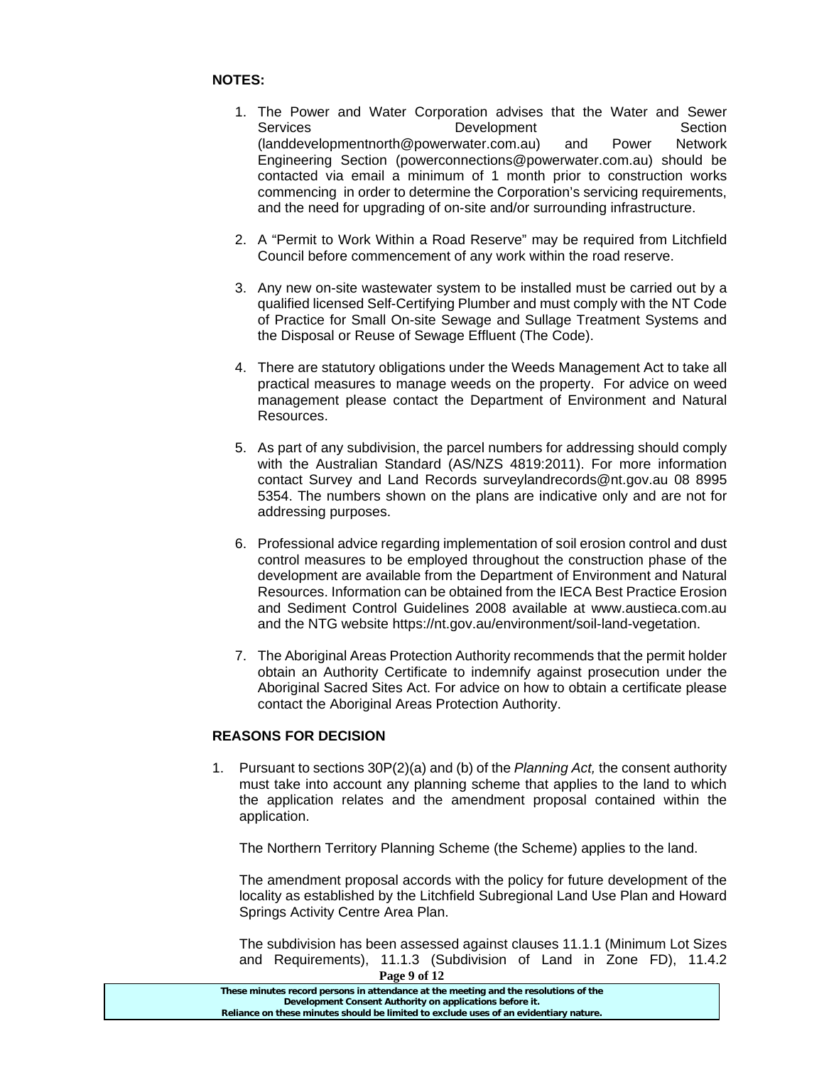**NOTES:**

1. The Power and Water Corporation advises that the Water and Sewer Services Development Section (landdevelopmentnorth@powerwater.com.au) and Power Network Engineering Section (powerconnections@powerwater.com.au) should be contacted via email a minimum of 1 month prior to construction works commencing in order to determine the Corporation's servicing requirements, and the need for upgrading of on-site and/or surrounding infrastructure.

2. A "Permit to Work Within a Road Reserve" may be required from Litchfield Council before commencement of any work within the road reserve.

3. Any new on-site wastewater system to be installed must be carried out by a qualified licensed Self-Certifying Plumber and must comply with the NT Code of Practice for Small On-site Sewage and Sullage Treatment Systems and the Disposal or Reuse of Sewage Effluent (The Code).

4. There are statutory obligations under the Weeds Management Act to take all practical measures to manage weeds on the property. For advice on weed management please contact the Department of Environment and Natural Resources.

5. As part of any subdivision, the parcel numbers for addressing should comply with the Australian Standard (AS/NZS 4819:2011). For more information contact Survey and Land Records surveylandrecords@nt.gov.au 08 8995 5354. The numbers shown on the plans are indicative only and are not for addressing purposes.

6. Professional advice regarding implementation of soil erosion control and dust control measures to be employed throughout the construction phase of the development are available from the Department of Environment and Natural Resources. Information can be obtained from the IECA Best Practice Erosion and Sediment Control Guidelines 2008 available at www.austieca.com.au and the NTG website https://nt.gov.au/environment/soil-land-vegetation.

7. The Aboriginal Areas Protection Authority recommends that the permit holder obtain an Authority Certificate to indemnify against prosecution under the Aboriginal Sacred Sites Act. For advice on how to obtain a certificate please contact the Aboriginal Areas Protection Authority.

**REASONS FOR DECISION**

1. Pursuant to sections 30P(2)(a) and (b) of the *Planning Act,* the consent authority must take into account any planning scheme that applies to the land to which the application relates and the amendment proposal contained within the application.

   The Northern Territory Planning Scheme (the Scheme) applies to the land.

   The amendment proposal accords with the policy for future development of the locality as established by the Litchfield Subregional Land Use Plan and Howard Springs Activity Centre Area Plan.

   The subdivision has been assessed against clauses 11.1.1 (Minimum Lot Sizes and Requirements), 11.1.3 (Subdivision of Land in Zone FD), 11.4.2

**These minutes record persons in attendance at the meeting and the resolutions of the Development Consent Authority on applications before it. Reliance on these minutes should be limited to exclude uses of an evidentiary nature.**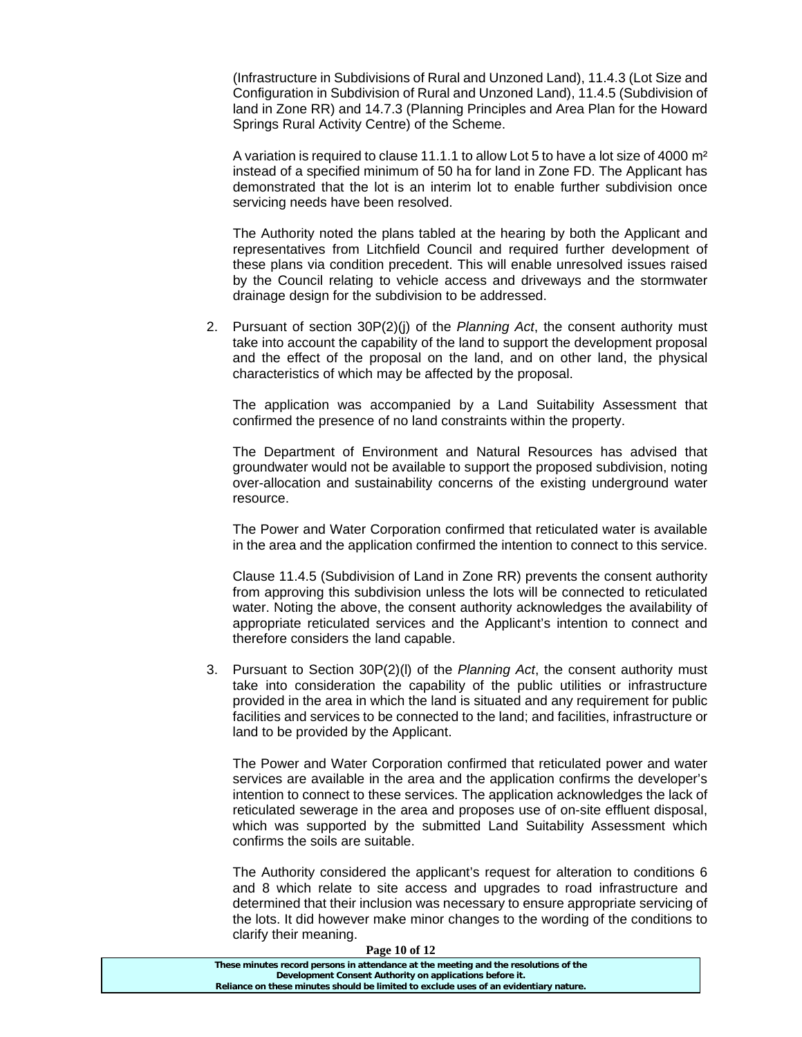(Infrastructure in Subdivisions of Rural and Unzoned Land), 11.4.3 (Lot Size and Configuration in Subdivision of Rural and Unzoned Land), 11.4.5 (Subdivision of land in Zone RR) and 14.7.3 (Planning Principles and Area Plan for the Howard Springs Rural Activity Centre) of the Scheme.

A variation is required to clause 11.1.1 to allow Lot 5 to have a lot size of 4000 m² instead of a specified minimum of 50 ha for land in Zone FD. The Applicant has demonstrated that the lot is an interim lot to enable further subdivision once servicing needs have been resolved.

The Authority noted the plans tabled at the hearing by both the Applicant and representatives from Litchfield Council and required further development of these plans via condition precedent. This will enable unresolved issues raised by the Council relating to vehicle access and driveways and the stormwater drainage design for the subdivision to be addressed.

2. Pursuant of section 30P(2)(j) of the *Planning Act*, the consent authority must take into account the capability of the land to support the development proposal and the effect of the proposal on the land, and on other land, the physical characteristics of which may be affected by the proposal.

   The application was accompanied by a Land Suitability Assessment that confirmed the presence of no land constraints within the property.

   The Department of Environment and Natural Resources has advised that groundwater would not be available to support the proposed subdivision, noting over-allocation and sustainability concerns of the existing underground water resource.

   The Power and Water Corporation confirmed that reticulated water is available in the area and the application confirmed the intention to connect to this service.

   Clause 11.4.5 (Subdivision of Land in Zone RR) prevents the consent authority from approving this subdivision unless the lots will be connected to reticulated water. Noting the above, the consent authority acknowledges the availability of appropriate reticulated services and the Applicant's intention to connect and therefore considers the land capable.

3. Pursuant to Section 30P(2)(l) of the *Planning Act*, the consent authority must take into consideration the capability of the public utilities or infrastructure provided in the area in which the land is situated and any requirement for public facilities and services to be connected to the land; and facilities, infrastructure or land to be provided by the Applicant.

   The Power and Water Corporation confirmed that reticulated power and water services are available in the area and the application confirms the developer's intention to connect to these services. The application acknowledges the lack of reticulated sewerage in the area and proposes use of on-site effluent disposal, which was supported by the submitted Land Suitability Assessment which confirms the soils are suitable.

   The Authority considered the applicant's request for alteration to conditions 6 and 8 which relate to site access and upgrades to road infrastructure and determined that their inclusion was necessary to ensure appropriate servicing of the lots. It did however make minor changes to the wording of the conditions to clarify their meaning.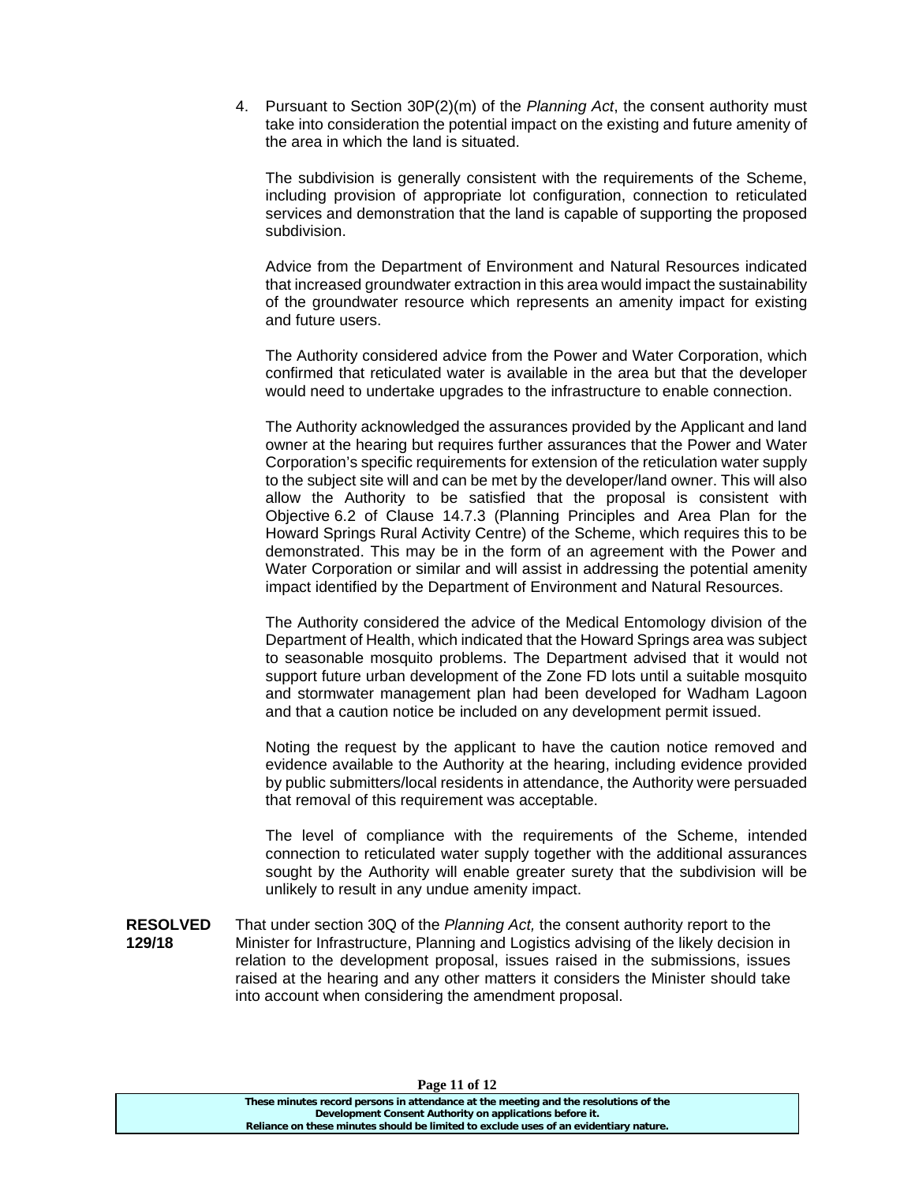4. Pursuant to Section 30P(2)(m) of the *Planning Act*, the consent authority must take into consideration the potential impact on the existing and future amenity of the area in which the land is situated.

   The subdivision is generally consistent with the requirements of the Scheme, including provision of appropriate lot configuration, connection to reticulated services and demonstration that the land is capable of supporting the proposed subdivision.

   Advice from the Department of Environment and Natural Resources indicated that increased groundwater extraction in this area would impact the sustainability of the groundwater resource which represents an amenity impact for existing and future users.

   The Authority considered advice from the Power and Water Corporation, which confirmed that reticulated water is available in the area but that the developer would need to undertake upgrades to the infrastructure to enable connection.

   The Authority acknowledged the assurances provided by the Applicant and land owner at the hearing but requires further assurances that the Power and Water Corporation's specific requirements for extension of the reticulation water supply to the subject site will and can be met by the developer/land owner. This will also allow the Authority to be satisfied that the proposal is consistent with Objective 6.2 of Clause 14.7.3 (Planning Principles and Area Plan for the Howard Springs Rural Activity Centre) of the Scheme, which requires this to be demonstrated. This may be in the form of an agreement with the Power and Water Corporation or similar and will assist in addressing the potential amenity impact identified by the Department of Environment and Natural Resources.

   The Authority considered the advice of the Medical Entomology division of the Department of Health, which indicated that the Howard Springs area was subject to seasonable mosquito problems. The Department advised that it would not support future urban development of the Zone FD lots until a suitable mosquito and stormwater management plan had been developed for Wadham Lagoon and that a caution notice be included on any development permit issued.

   Noting the request by the applicant to have the caution notice removed and evidence available to the Authority at the hearing, including evidence provided by public submitters/local residents in attendance, the Authority were persuaded that removal of this requirement was acceptable.

   The level of compliance with the requirements of the Scheme, intended connection to reticulated water supply together with the additional assurances sought by the Authority will enable greater surety that the subdivision will be unlikely to result in any undue amenity impact.

**RESOLVED 129/18**

That under section 30Q of the *Planning Act,* the consent authority report to the Minister for Infrastructure, Planning and Logistics advising of the likely decision in relation to the development proposal, issues raised in the submissions, issues raised at the hearing and any other matters it considers the Minister should take into account when considering the amendment proposal.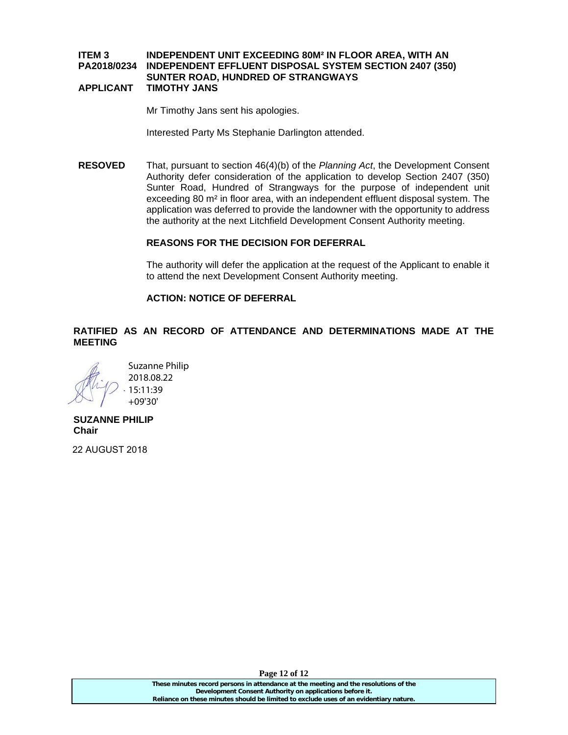**ITEM 3** **INDEPENDENT UNIT EXCEEDING 80M² IN FLOOR AREA, WITH AN**
**PA2018/0234** **INDEPENDENT EFFLUENT DISPOSAL SYSTEM SECTION 2407 (350) SUNTER ROAD, HUNDRED OF STRANGWAYS**
**APPLICANT** **TIMOTHY JANS**

Mr Timothy Jans sent his apologies.

Interested Party Ms Stephanie Darlington attended.

**RESOVED** That, pursuant to section 46(4)(b) of the *Planning Act*, the Development Consent Authority defer consideration of the application to develop Section 2407 (350) Sunter Road, Hundred of Strangways for the purpose of independent unit exceeding 80 m² in floor area, with an independent effluent disposal system. The application was deferred to provide the landowner with the opportunity to address the authority at the next Litchfield Development Consent Authority meeting.

**REASONS FOR THE DECISION FOR DEFERRAL**

The authority will defer the application at the request of the Applicant to enable it to attend the next Development Consent Authority meeting.

**ACTION: NOTICE OF DEFERRAL**

**RATIFIED AS AN RECORD OF ATTENDANCE AND DETERMINATIONS MADE AT THE MEETING**

Suzanne Philip
2018.08.22
15:11:39
+09'30'

**SUZANNE PHILIP**
**Chair**

22 AUGUST 2018

These minutes record persons in attendance at the meeting and the resolutions of the Development Consent Authority on applications before it.
Reliance on these minutes should be limited to exclude uses of an evidentiary nature.